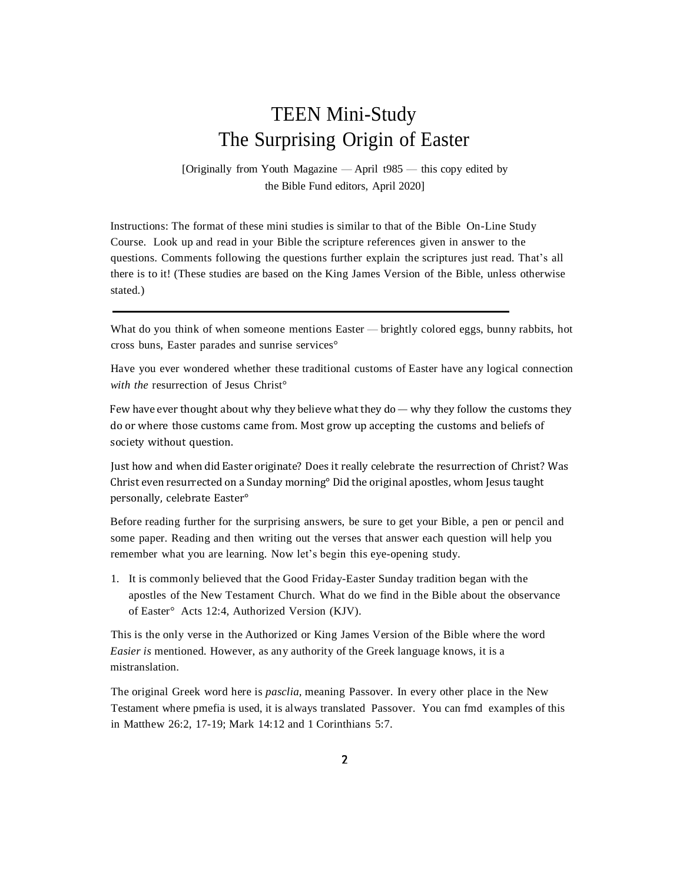# TEEN Mini-Study
# The Surprising Origin of Easter

[Originally from Youth Magazine — April t985 — this copy edited by the Bible Fund editors, April 2020]

Instructions: The format of these mini studies is similar to that of the Bible On-Line Study Course. Look up and read in your Bible the scripture references given in answer to the questions. Comments following the questions further explain the scriptures just read. That's all there is to it! (These studies are based on the King James Version of the Bible, unless otherwise stated.)

---

What do you think of when someone mentions Easter — brightly colored eggs, bunny rabbits, hot cross buns, Easter parades and sunrise services°

Have you ever wondered whether these traditional customs of Easter have any logical connection *with the* resurrection of Jesus Christ°

Few have ever thought about why they believe what they do — why they follow the customs they do or where those customs came from. Most grow up accepting the customs and beliefs of society without question.

Just how and when did Easter originate? Does it really celebrate the resurrection of Christ? Was Christ even resurrected on a Sunday morning° Did the original apostles, whom Jesus taught personally, celebrate Easter°

Before reading further for the surprising answers, be sure to get your Bible, a pen or pencil and some paper. Reading and then writing out the verses that answer each question will help you remember what you are learning. Now let's begin this eye-opening study.

1. It is commonly believed that the Good Friday-Easter Sunday tradition began with the apostles of the New Testament Church. What do we find in the Bible about the observance of Easter° Acts 12:4, Authorized Version (KJV).

This is the only verse in the Authorized or King James Version of the Bible where the word *Easier is* mentioned. However, as any authority of the Greek language knows, it is a mistranslation.

The original Greek word here is *pasclia,* meaning Passover. In every other place in the New Testament where pmefia is used, it is always translated Passover. You can fmd examples of this in Matthew 26:2, 17-19; Mark 14:12 and 1 Corinthians 5:7.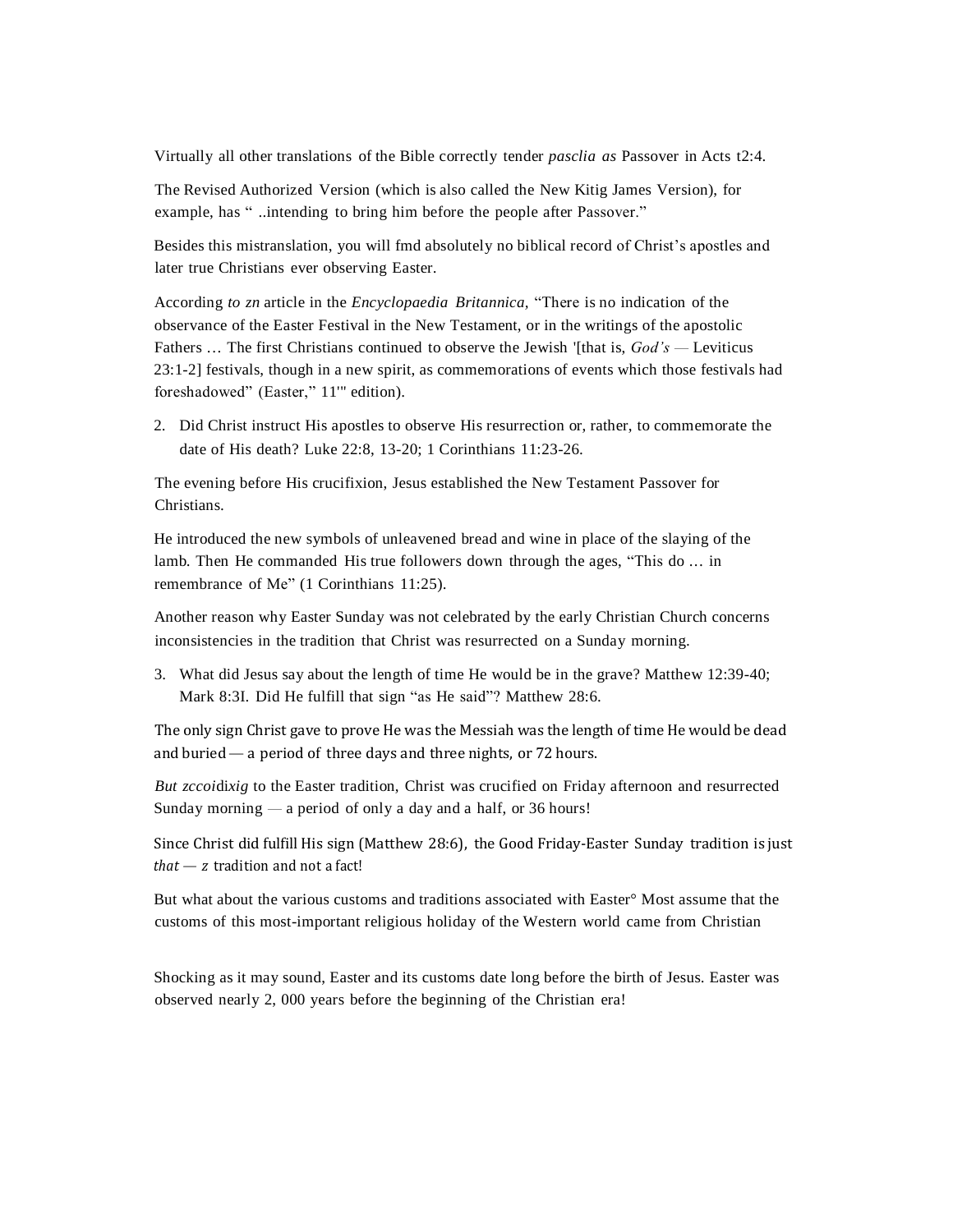Virtually all other translations of the Bible correctly tender *pasclia as* Passover in Acts t2:4.

The Revised Authorized Version (which is also called the New Kitig James Version), for example, has " ..intending to bring him before the people after Passover."

Besides this mistranslation, you will fmd absolutely no biblical record of Christ's apostles and later true Christians ever observing Easter.

According *to zn* article in the *Encyclopaedia Britannica,* "There is no indication of the observance of the Easter Festival in the New Testament, or in the writings of the apostolic Fathers … The first Christians continued to observe the Jewish '[that is, *God's* — Leviticus 23:1-2] festivals, though in a new spirit, as commemorations of events which those festivals had foreshadowed" (Easter," 11'" edition).

2. Did Christ instruct His apostles to observe His resurrection or, rather, to commemorate the date of His death? Luke 22:8, 13-20; 1 Corinthians 11:23-26.

The evening before His crucifixion, Jesus established the New Testament Passover for Christians.

He introduced the new symbols of unleavened bread and wine in place of the slaying of the lamb. Then He commanded His true followers down through the ages, "This do … in remembrance of Me" (1 Corinthians 11:25).

Another reason why Easter Sunday was not celebrated by the early Christian Church concerns inconsistencies in the tradition that Christ was resurrected on a Sunday morning.

3. What did Jesus say about the length of time He would be in the grave? Matthew 12:39-40; Mark 8:3I. Did He fulfill that sign "as He said"? Matthew 28:6.

The only sign Christ gave to prove He was the Messiah was the length of time He would be dead and buried — a period of three days and three nights, or 72 hours.

*But zccoidixig* to the Easter tradition, Christ was crucified on Friday afternoon and resurrected Sunday morning — a period of only a day and a half, or 36 hours!

Since Christ did fulfill His sign (Matthew 28:6), the Good Friday-Easter Sunday tradition is just *that — z* tradition and not a fact!

But what about the various customs and traditions associated with Easter° Most assume that the customs of this most-important religious holiday of the Western world came from Christian

Shocking as it may sound, Easter and its customs date long before the birth of Jesus. Easter was observed nearly 2, 000 years before the beginning of the Christian era!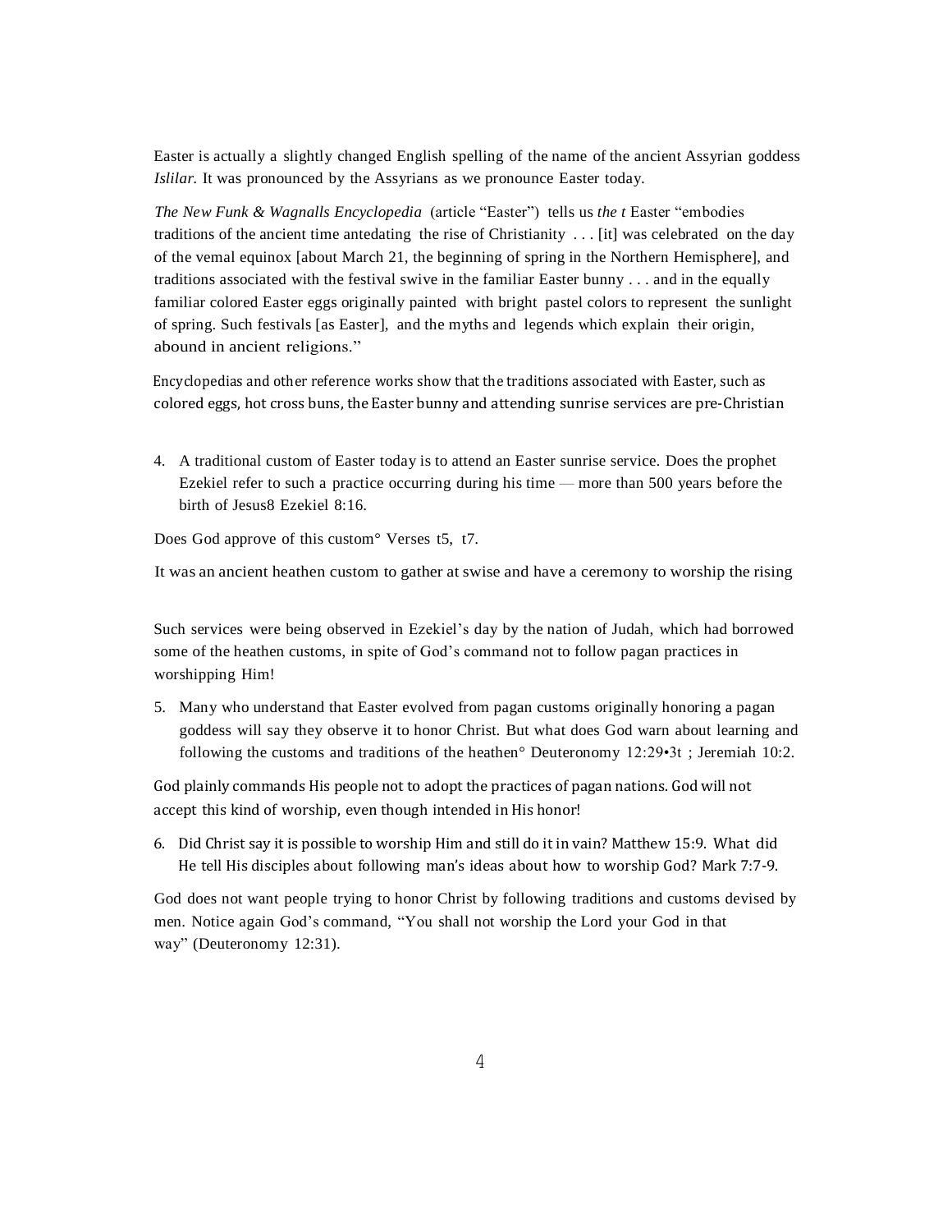Easter is actually a slightly changed English spelling of the name of the ancient Assyrian goddess *Islilar*. It was pronounced by the Assyrians as we pronounce Easter today.

*The New Funk & Wagnalls Encyclopedia* (article "Easter") tells us *the t* Easter "embodies traditions of the ancient time antedating the rise of Christianity . . . [it] was celebrated on the day of the vemal equinox [about March 21, the beginning of spring in the Northern Hemisphere], and traditions associated with the festival swive in the familiar Easter bunny . . . and in the equally familiar colored Easter eggs originally painted with bright pastel colors to represent the sunlight of spring. Such festivals [as Easter], and the myths and legends which explain their origin, abound in ancient religions."

Encyclopedias and other reference works show that the traditions associated with Easter, such as colored eggs, hot cross buns, the Easter bunny and attending sunrise services are pre-Christian

4. A traditional custom of Easter today is to attend an Easter sunrise service. Does the prophet Ezekiel refer to such a practice occurring during his time — more than 500 years before the birth of Jesus8 Ezekiel 8:16.

Does God approve of this custom° Verses t5, t7.

It was an ancient heathen custom to gather at swise and have a ceremony to worship the rising

Such services were being observed in Ezekiel's day by the nation of Judah, which had borrowed some of the heathen customs, in spite of God's command not to follow pagan practices in worshipping Him!

5. Many who understand that Easter evolved from pagan customs originally honoring a pagan goddess will say they observe it to honor Christ. But what does God warn about learning and following the customs and traditions of the heathen° Deuteronomy 12:29•3t ; Jeremiah 10:2.

God plainly commands His people not to adopt the practices of pagan nations. God will not accept this kind of worship, even though intended in His honor!

6. Did Christ say it is possible to worship Him and still do it in vain? Matthew 15:9. What did He tell His disciples about following man's ideas about how to worship God? Mark 7:7-9.

God does not want people trying to honor Christ by following traditions and customs devised by men. Notice again God's command, "You shall not worship the Lord your God in that way" (Deuteronomy 12:31).